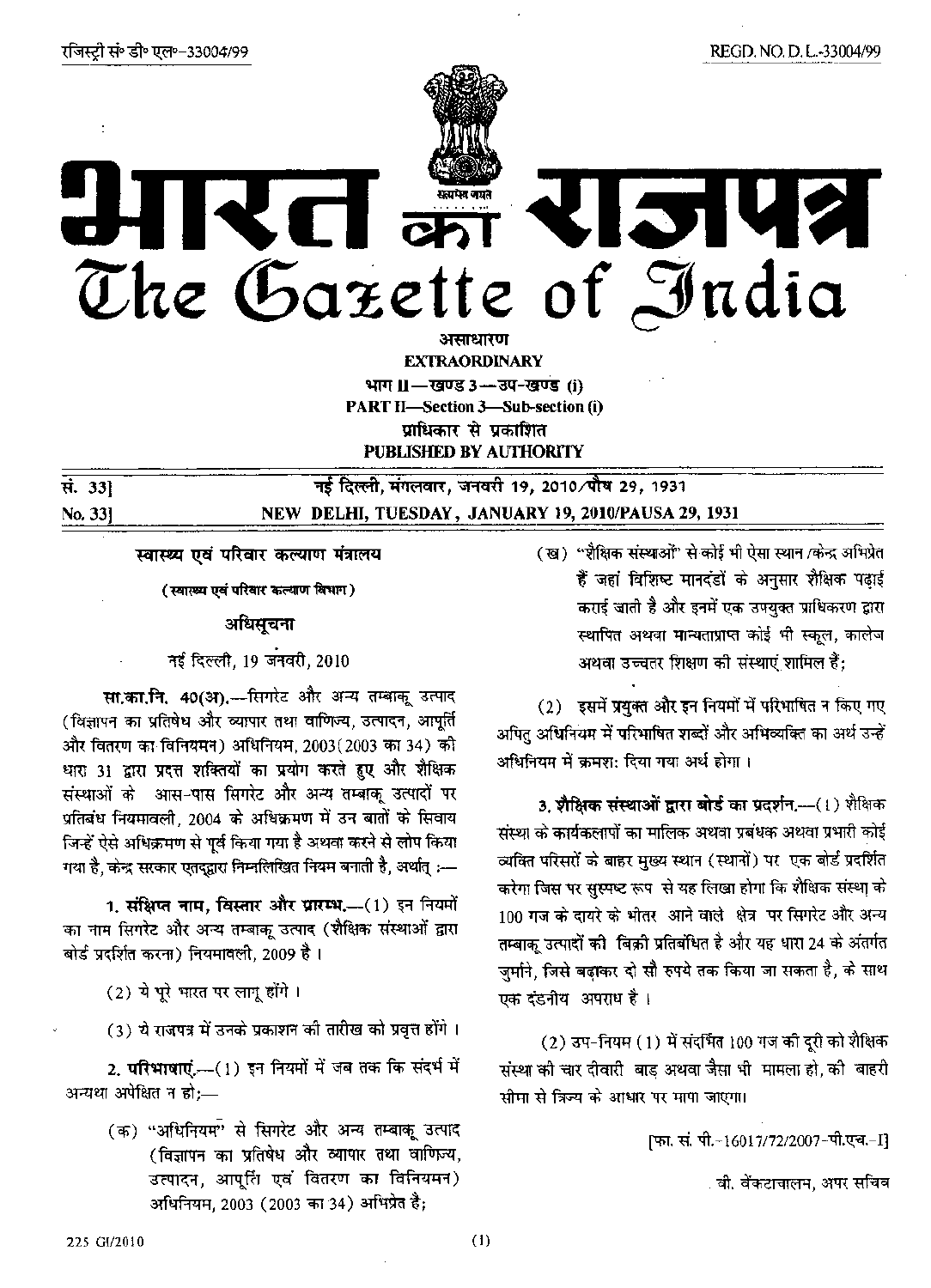रजिस्ट्री सं॰ डी॰ एल॰-33004/99 REGD. NO. D. L.-33004/99

# भारत का राजपत्र
# The Gazette of India

असाधारण
**EXTRAORDINARY**
भाग II—खण्ड 3—उप-खण्ड (i)
**PART II—Section 3—Sub-section (i)**
प्राधिकार से प्रकाशित
**PUBLISHED BY AUTHORITY**

| | |
|---|---|
| सं. 33] | नई दिल्ली, मंगलवार, जनवरी 19, 2010/पौष 29, 1931 |
| No. 33] | NEW DELHI, TUESDAY, JANUARY 19, 2010/PAUSA 29, 1931 |

## स्वास्थ्य एवं परिवार कल्याण मंत्रालय

(स्वास्थ्य एवं परिवार कल्याण विभाग)

## अधिसूचना

नई दिल्ली, 19 जनवरी, 2010

**सा.का.नि. 40(अ).**—सिगरेट और अन्य तम्बाकू उत्पाद (विज्ञापन का प्रतिषेध और व्यापार तथा वाणिज्य, उत्पादन, आपूर्ति और वितरण का विनियमन) अधिनियम, 2003 (2003 का 34) की धारा 31 द्वारा प्रदत्त शक्तियों का प्रयोग करते हुए और शैक्षिक संस्थाओं के आस-पास सिगरेट और अन्य तम्बाकू उत्पादों पर प्रतिबंध नियमावली, 2004 के अधिक्रमण में उन बातों के सिवाय जिन्हें ऐसे अधिक्रमण से पूर्व किया गया है अथवा करने से लोप किया गया है, केन्द्र सरकार एतद्द्वारा निम्नलिखित नियम बनाती है, अर्थात् :—

**1. संक्षिप्त नाम, विस्तार और प्रारम्भ.**—(1) इन नियमों का नाम सिगरेट और अन्य तम्बाकू उत्पाद (शैक्षिक संस्थाओं द्वारा बोर्ड प्रदर्शित करना) नियमावली, 2009 है ।

(2) ये पूरे भारत पर लागू होंगे ।

(3) ये राजपत्र में उनके प्रकाशन की तारीख को प्रवृत्त होंगे ।

**2. परिभाषाएं.**—(1) इन नियमों में जब तक कि संदर्भ में अन्यथा अपेक्षित न हो;—

(क) "अधिनियम" से सिगरेट और अन्य तम्बाकू उत्पाद (विज्ञापन का प्रतिषेध और व्यापार तथा वाणिज्य, उत्पादन, आपूर्ति एवं वितरण का विनियमन) अधिनियम, 2003 (2003 का 34) अभिप्रेत है;

(ख) "शैक्षिक संस्थाओं" से कोई भी ऐसा स्थान /केन्द्र अभिप्रेत हैं जहां विशिष्ट मानदंडों के अनुसार शैक्षिक पढ़ाई कराई जाती है और इनमें एक उपयुक्त प्राधिकरण द्वारा स्थापित अथवा मान्यताप्राप्त कोई भी स्कूल, कालेज अथवा उच्चतर शिक्षण की संस्थाएं शामिल हैं;

(2) इसमें प्रयुक्त और इन नियमों में परिभाषित न किए गए अपितु अधिनियम में परिभाषित शब्दों और अभिव्यक्ति का अर्थ उन्हें अधिनियम में क्रमशः दिया गया अर्थ होगा ।

**3. शैक्षिक संस्थाओं द्वारा बोर्ड का प्रदर्शन.**—(1) शैक्षिक संस्था के कार्यकलापों का मालिक अथवा प्रबंधक अथवा प्रभारी कोई व्यक्ति परिसरों के बाहर मुख्य स्थान (स्थानों) पर एक बोर्ड प्रदर्शित करेगा जिस पर सुस्पष्ट रूप से यह लिखा होगा कि शैक्षिक संस्था के 100 गज के दायरे के भीतर आने वाले क्षेत्र पर सिगरेट और अन्य तम्बाकू उत्पादों की बिक्री प्रतिबंधित है और यह धारा 24 के अंतर्गत जुर्माने, जिसे बढ़ाकर दो सौ रुपये तक किया जा सकता है, के साथ एक दंडनीय अपराध है ।

(2) उप-नियम (1) में संदर्भित 100 गज की दूरी को शैक्षिक संस्था की चार दीवारी बाड़ अथवा जैसा भी मामला हो, की बाहरी सीमा से त्रिज्य के आधार पर मापा जाएगा।

[फा. सं. पी.-16017/72/2007-पी.एच.-I]

वी. वेंकटाचालन, अपर सचिव

225 GI/2010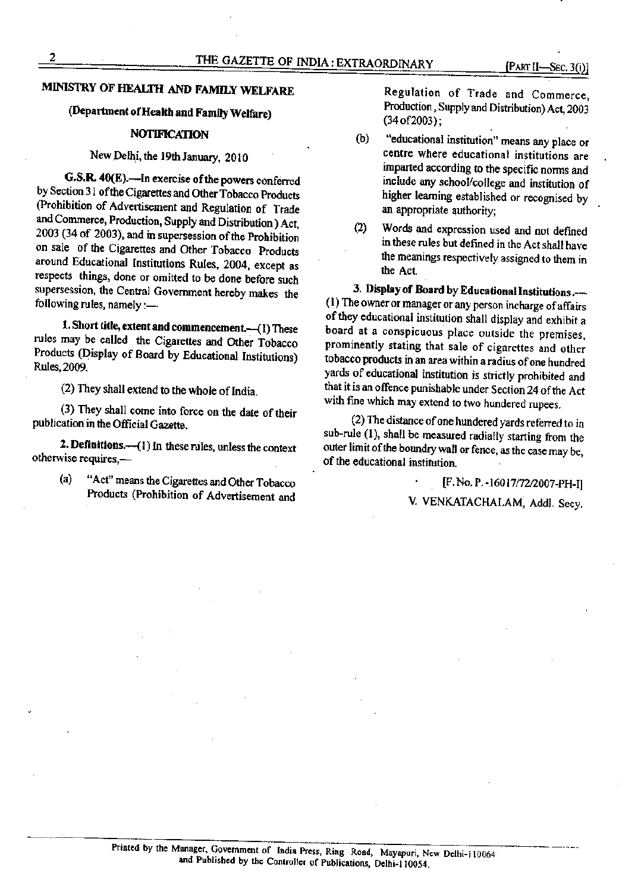## MINISTRY OF HEALTH AND FAMILY WELFARE

### (Department of Health and Family Welfare)

### NOTIFICATION

New Delhi, the 19th January, 2010

**G.S.R. 40(E).**—In exercise of the powers conferred by Section 31 of the Cigarettes and Other Tobacco Products (Prohibition of Advertisement and Regulation of Trade and Commerce, Production, Supply and Distribution) Act, 2003 (34 of 2003), and in supersession of the Prohibition on sale of the Cigarettes and Other Tobacco Products around Educational Institutions Rules, 2004, except as respects things, done or omitted to be done before such supersession, the Central Government hereby makes the following rules, namely :—

**1. Short title, extent and commencement.**—(1) These rules may be called the Cigarettes and Other Tobacco Products (Display of Board by Educational Institutions) Rules, 2009.

(2) They shall extend to the whole of India.

(3) They shall come into force on the date of their publication in the Official Gazette.

**2. Definitions.**—(1) In these rules, unless the context otherwise requires,—

(a) "Act" means the Cigarettes and Other Tobacco Products (Prohibition of Advertisement and Regulation of Trade and Commerce, Production, Supply and Distribution) Act, 2003 (34 of 2003);

(b) "educational institution" means any place or centre where educational institutions are imparted according to the specific norms and include any school/college and institution of higher learning established or recognised by an appropriate authority;

(2) Words and expression used and not defined in these rules but defined in the Act shall have the meanings respectively assigned to them in the Act.

**3. Display of Board by Educational Institutions.**—(1) The owner or manager or any person incharge of affairs of they educational institution shall display and exhibit a board at a conspicuous place outside the premises, prominently stating that sale of cigarettes and other tobacco products in an area within a radius of one hundred yards of educational institution is strictly prohibited and that it is an offence punishable under Section 24 of the Act with fine which may extend to two hundered rupees.

(2) The distance of one hundred yards referred to in sub-rule (1), shall be measured radially starting from the outer limit of the boundry wall or fence, as the case may be, of the educational institution.

[F. No. P.-16017/72/2007-PH-I]

V. VENKATACHALAM, Addl. Secy.

Printed by the Manager, Government of India Press, Ring Road, Mayapuri, New Delhi-110064 and Published by the Controller of Publications, Delhi-110054.